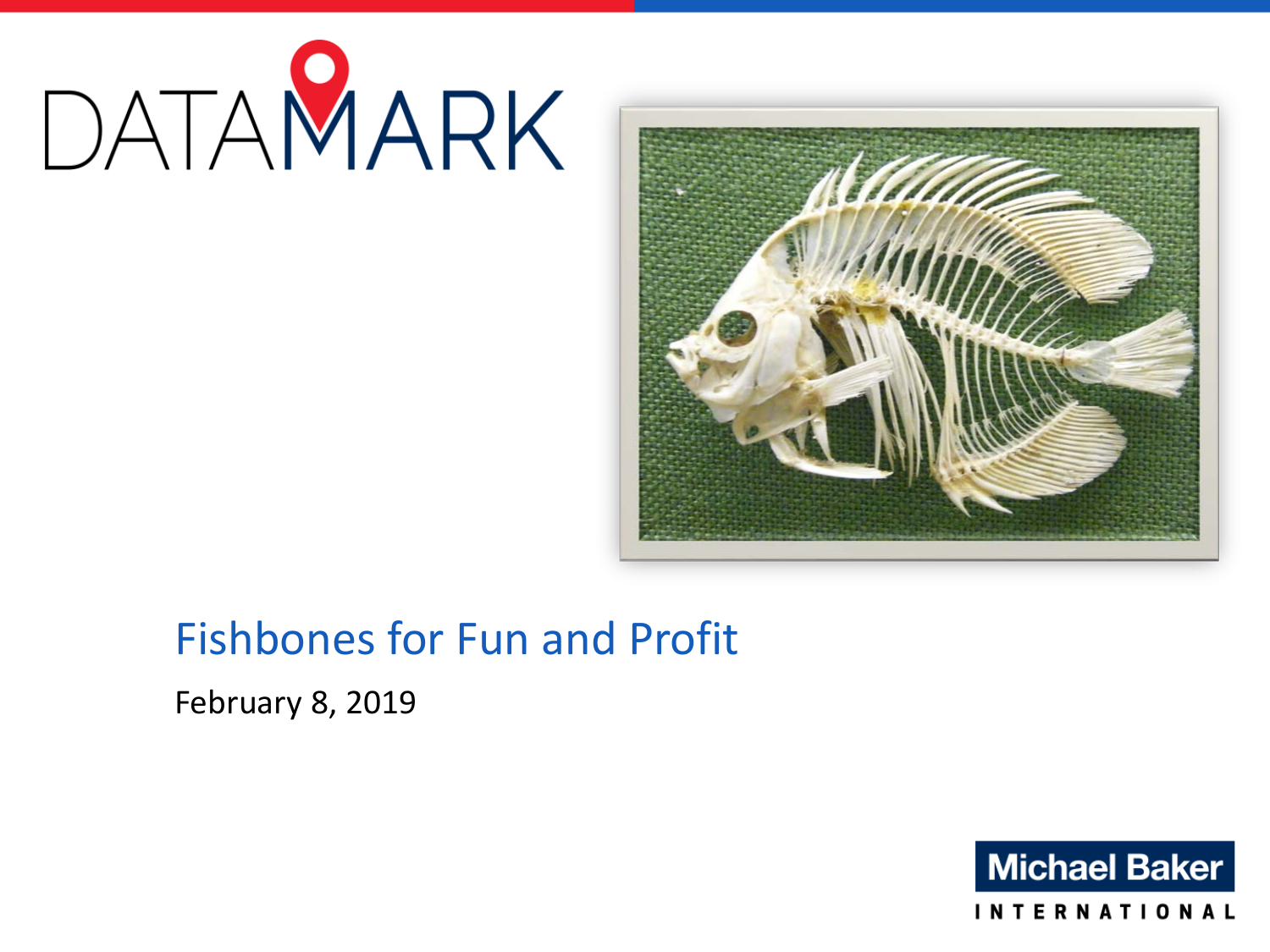DATAMARK

# Fishbones for Fun and Profit

February 8, 2019

Michael Baker INTERNATIONAL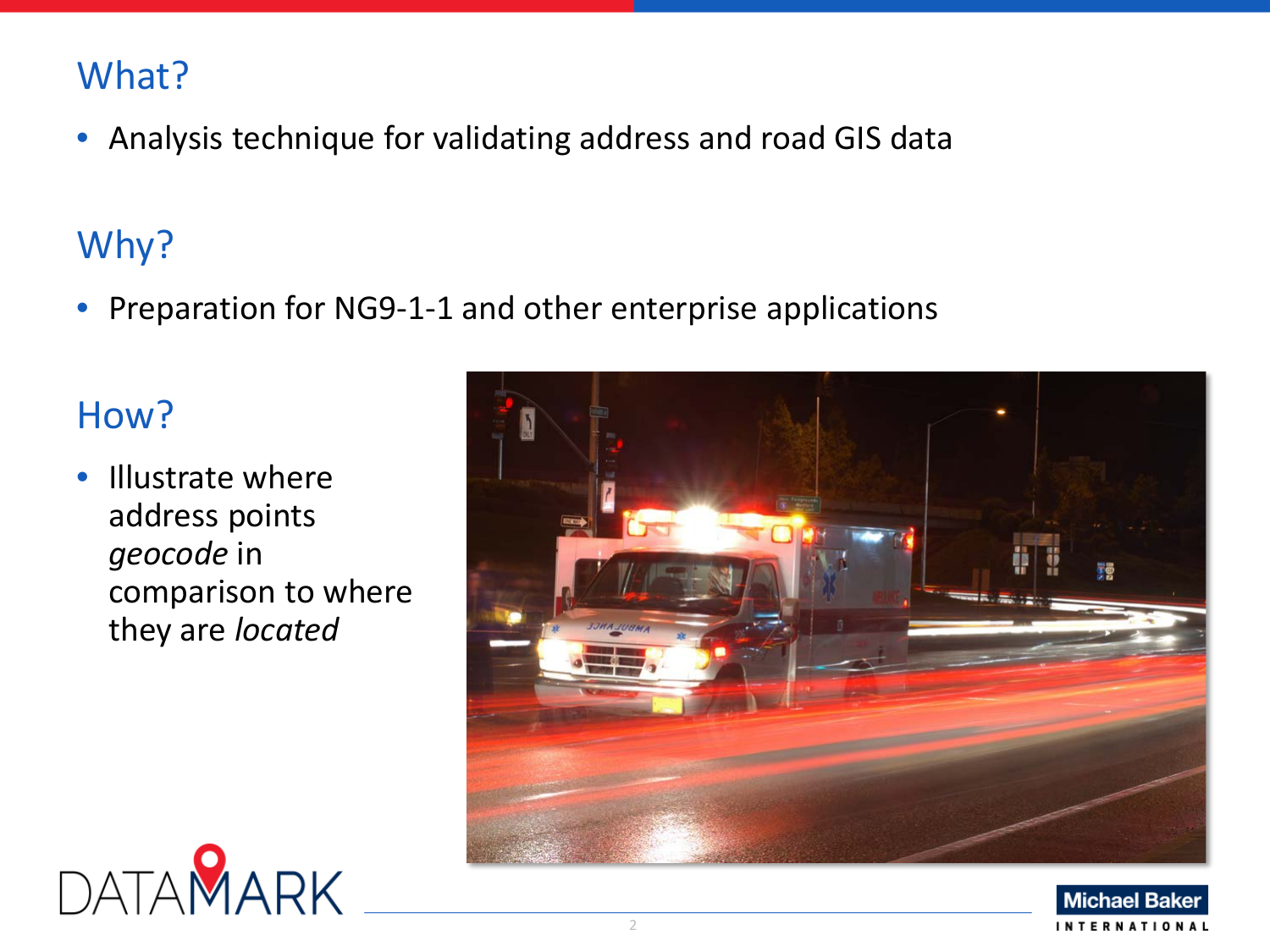## What?

- Analysis technique for validating address and road GIS data

## Why?

- Preparation for NG9-1-1 and other enterprise applications

## How?

- Illustrate where address points *geocode* in comparison to where they are *located*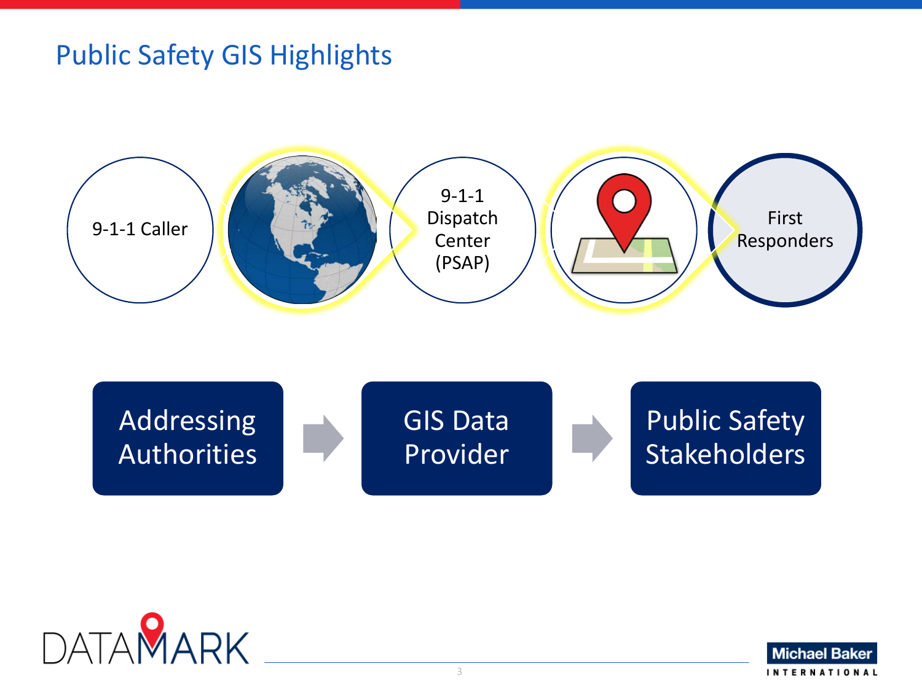# Public Safety GIS Highlights

9-1-1 Caller → 9-1-1 Dispatch Center (PSAP) → First Responders

Addressing Authorities → GIS Data Provider → Public Safety Stakeholders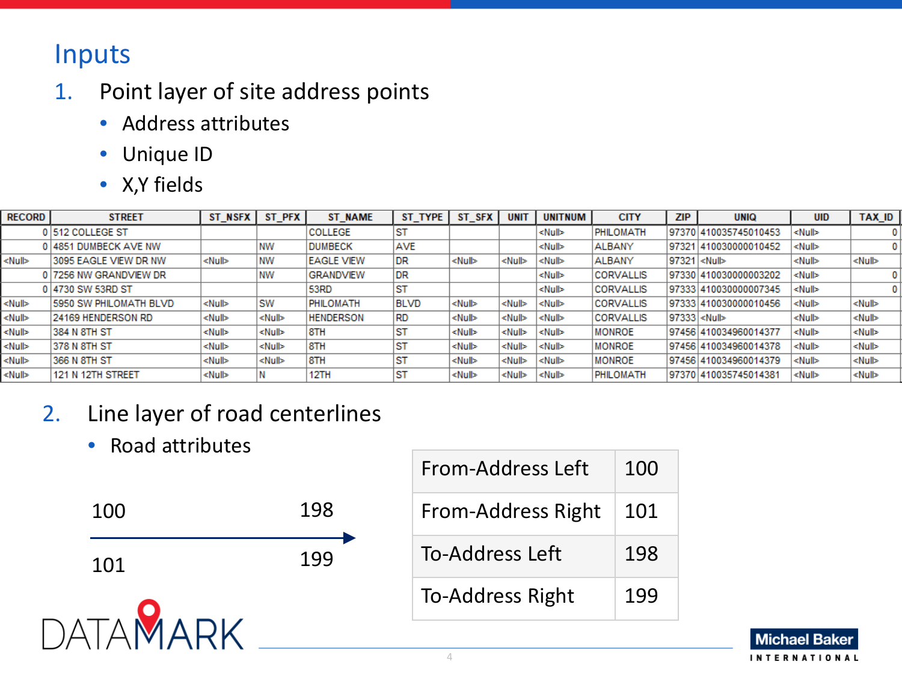# Inputs

1. Point layer of site address points
   - Address attributes
   - Unique ID
   - X,Y fields

| RECORD | STREET | ST_NSFX | ST_PFX | ST_NAME | ST_TYPE | ST_SFX | UNIT | UNITNUM | CITY | ZIP | UNIQ | UID | TAX_ID |
|---|---|---|---|---|---|---|---|---|---|---|---|---|---|
| 0 | 512 COLLEGE ST | | | COLLEGE | ST | | | <Null> | PHILOMATH | 97370 | 410035745010453 | <Null> | 0 |
| 0 | 4851 DUMBECK AVE NW | | NW | DUMBECK | AVE | | | <Null> | ALBANY | 97321 | 410030000010452 | <Null> | 0 |
| <Null> | 3095 EAGLE VIEW DR NW | <Null> | NW | EAGLE VIEW | DR | <Null> | <Null> | <Null> | ALBANY | 97321 | <Null> | <Null> | <Null> |
| 0 | 7256 NW GRANDVIEW DR | | NW | GRANDVIEW | DR | | | <Null> | CORVALLIS | 97330 | 410030000003202 | <Null> | 0 |
| 0 | 4730 SW 53RD ST | | | 53RD | ST | | | <Null> | CORVALLIS | 97333 | 410030000007345 | <Null> | 0 |
| <Null> | 5950 SW PHILOMATH BLVD | <Null> | SW | PHILOMATH | BLVD | <Null> | <Null> | <Null> | CORVALLIS | 97333 | 410030000010456 | <Null> | <Null> |
| <Null> | 24169 HENDERSON RD | <Null> | <Null> | HENDERSON | RD | <Null> | <Null> | <Null> | CORVALLIS | 97333 | <Null> | <Null> | <Null> |
| <Null> | 384 N 8TH ST | <Null> | <Null> | 8TH | ST | <Null> | <Null> | <Null> | MONROE | 97456 | 410034960014377 | <Null> | <Null> |
| <Null> | 378 N 8TH ST | <Null> | <Null> | 8TH | ST | <Null> | <Null> | <Null> | MONROE | 97456 | 410034960014378 | <Null> | <Null> |
| <Null> | 366 N 8TH ST | <Null> | <Null> | 8TH | ST | <Null> | <Null> | <Null> | MONROE | 97456 | 410034960014379 | <Null> | <Null> |
| <Null> | 121 N 12TH STREET | <Null> | N | 12TH | ST | <Null> | <Null> | <Null> | PHILOMATH | 97370 | 410035745014381 | <Null> | <Null> |

2. Line layer of road centerlines
   - Road attributes

100 ——————→ 198
101 &nbsp;&nbsp;&nbsp;&nbsp;&nbsp;&nbsp;&nbsp;&nbsp;&nbsp; 199

| | |
|---|---|
| From-Address Left | 100 |
| From-Address Right | 101 |
| To-Address Left | 198 |
| To-Address Right | 199 |

DATAMARK

Michael Baker INTERNATIONAL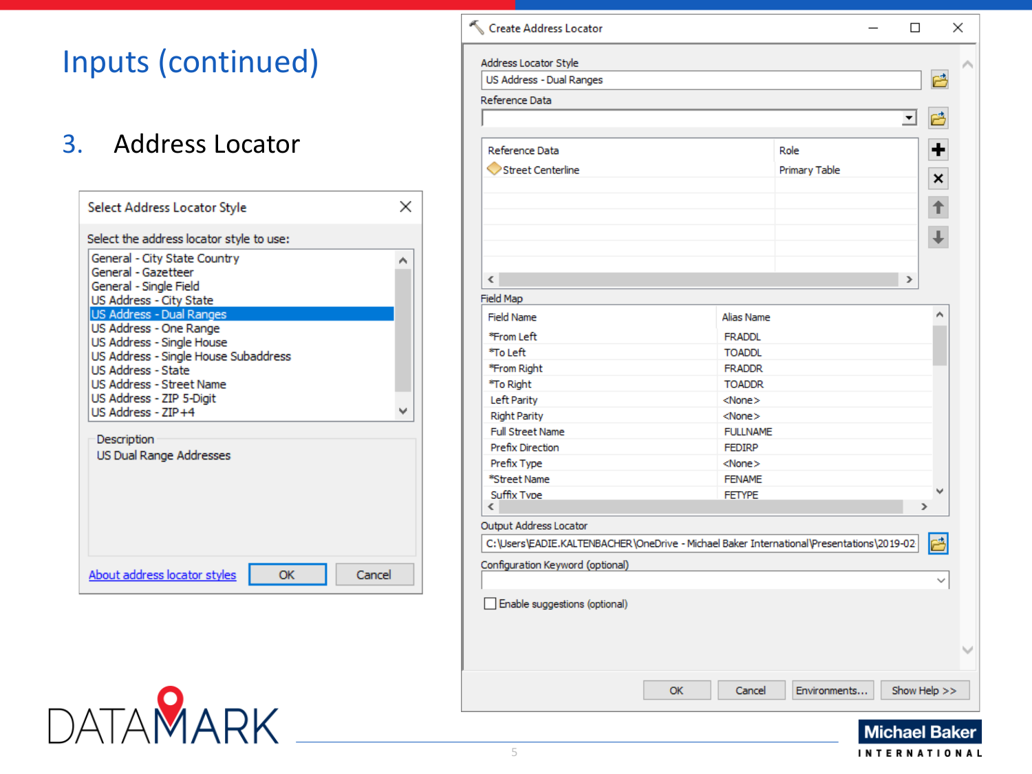# Inputs (continued)

3. Address Locator

**Select Address Locator Style**

Select the address locator style to use:

- General - City State Country
- General - Gazetteer
- General - Single Field
- US Address - City State
- US Address - Dual Ranges
- US Address - One Range
- US Address - Single House
- US Address - Single House Subaddress
- US Address - State
- US Address - Street Name
- US Address - ZIP 5-Digit
- US Address - ZIP+4

Description

US Dual Range Addresses

About address locator styles | OK | Cancel

**Create Address Locator**

Address Locator Style

US Address - Dual Ranges

Reference Data

| Reference Data | Role |
|---|---|
| Street Centerline | Primary Table |

Field Map

| Field Name | Alias Name |
|---|---|
| *From Left | FRADDL |
| *To Left | TOADDL |
| *From Right | FRADDR |
| *To Right | TOADDR |
| Left Parity | <None> |
| Right Parity | <None> |
| Full Street Name | FULLNAME |
| Prefix Direction | FEDIRP |
| Prefix Type | <None> |
| *Street Name | FENAME |
| Suffix Type | FETYPE |

Output Address Locator

C:\Users\EADIE.KALTENBACHER\OneDrive - Michael Baker International\Presentations\2019-02

Configuration Keyword (optional)

Enable suggestions (optional)

OK | Cancel | Environments... | Show Help >>

DATAMARK

Michael Baker INTERNATIONAL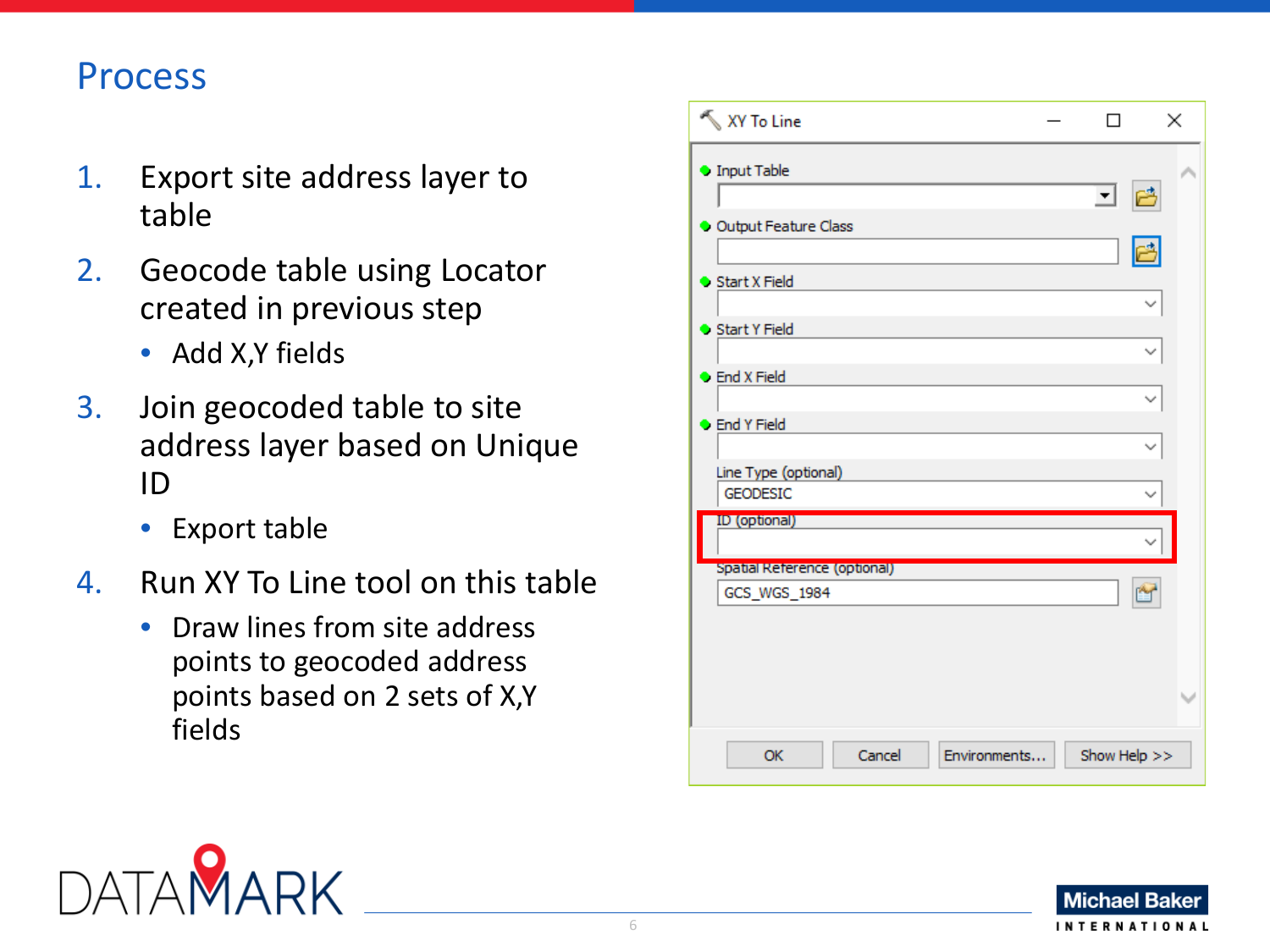# Process

1. Export site address layer to table
2. Geocode table using Locator created in previous step
   - Add X,Y fields
3. Join geocoded table to site address layer based on Unique ID
   - Export table
4. Run XY To Line tool on this table
   - Draw lines from site address points to geocoded address points based on 2 sets of X,Y fields

XY To Line

- Input Table
- Output Feature Class
- Start X Field
- Start Y Field
- End X Field
- End Y Field

Line Type (optional): GEODESIC

ID (optional)

Spatial Reference (optional): GCS_WGS_1984

OK | Cancel | Environments... | Show Help >>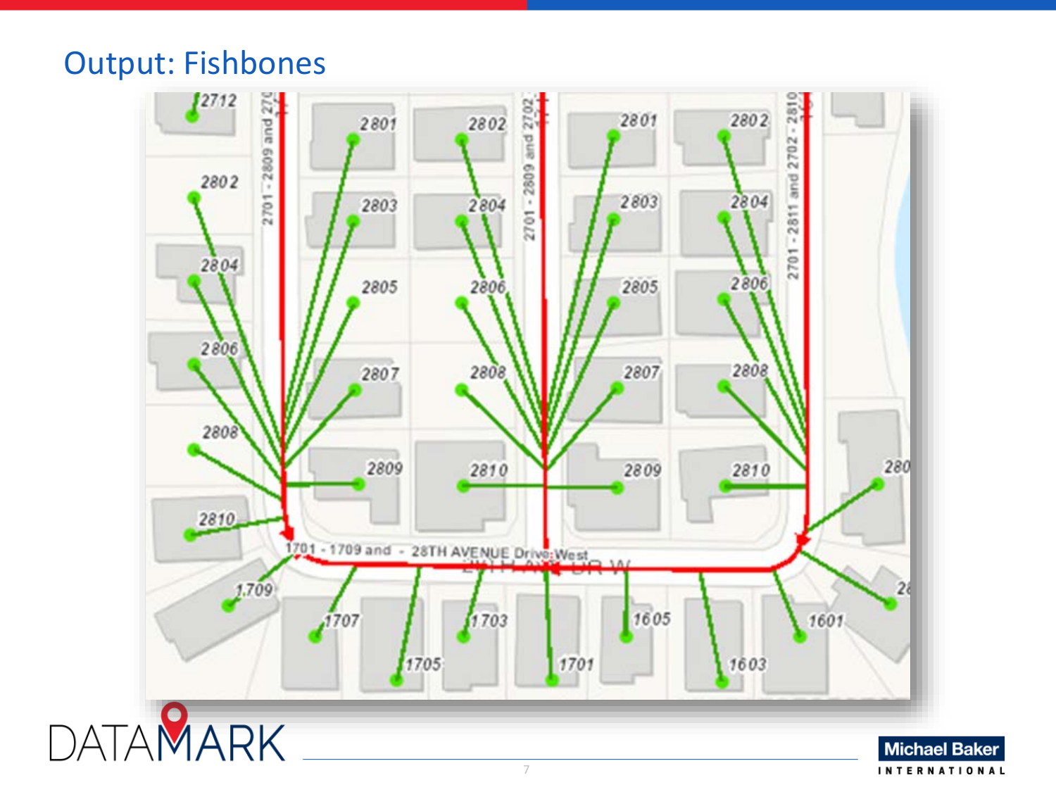# Output: Fishbones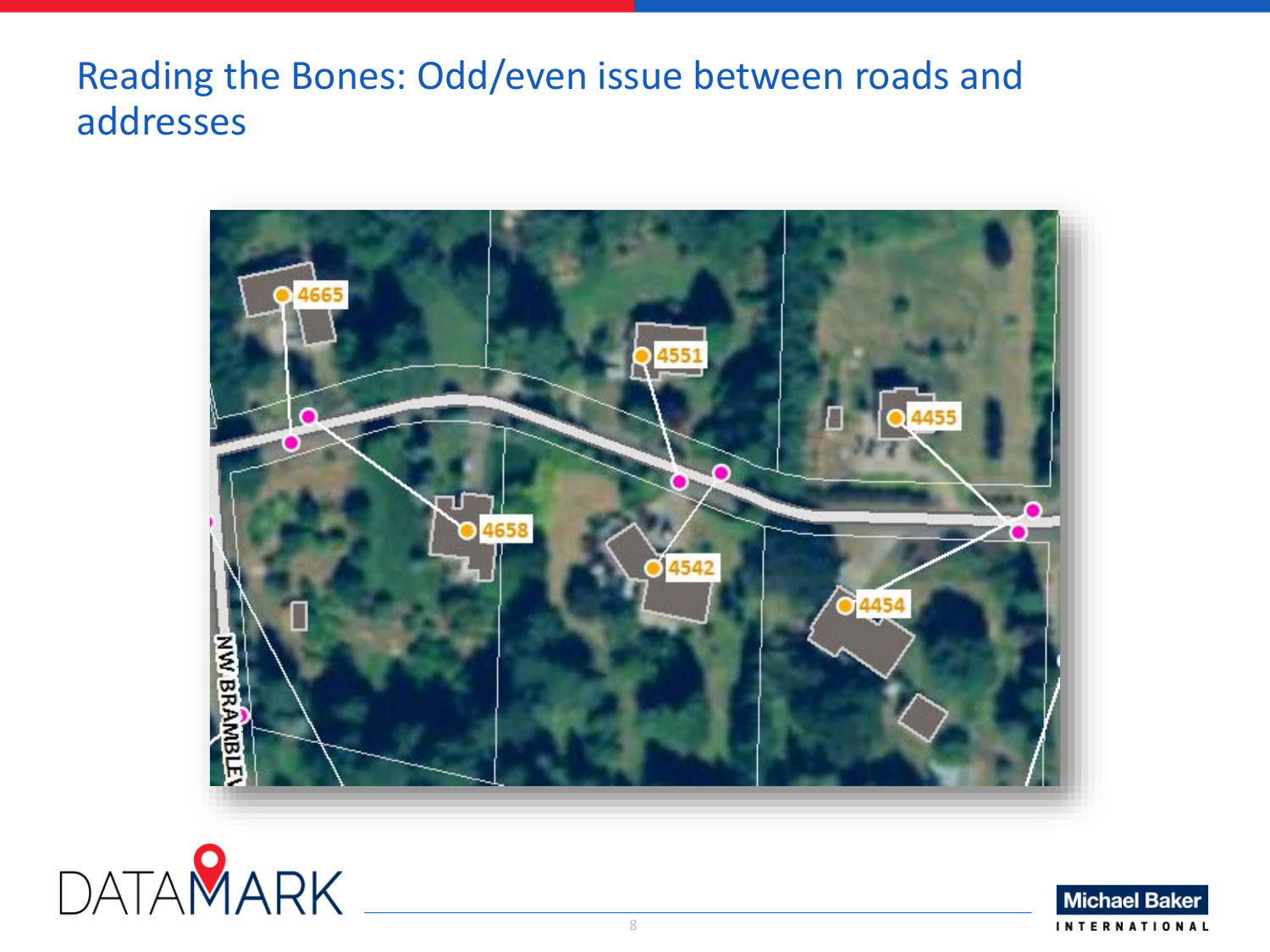# Reading the Bones: Odd/even issue between roads and addresses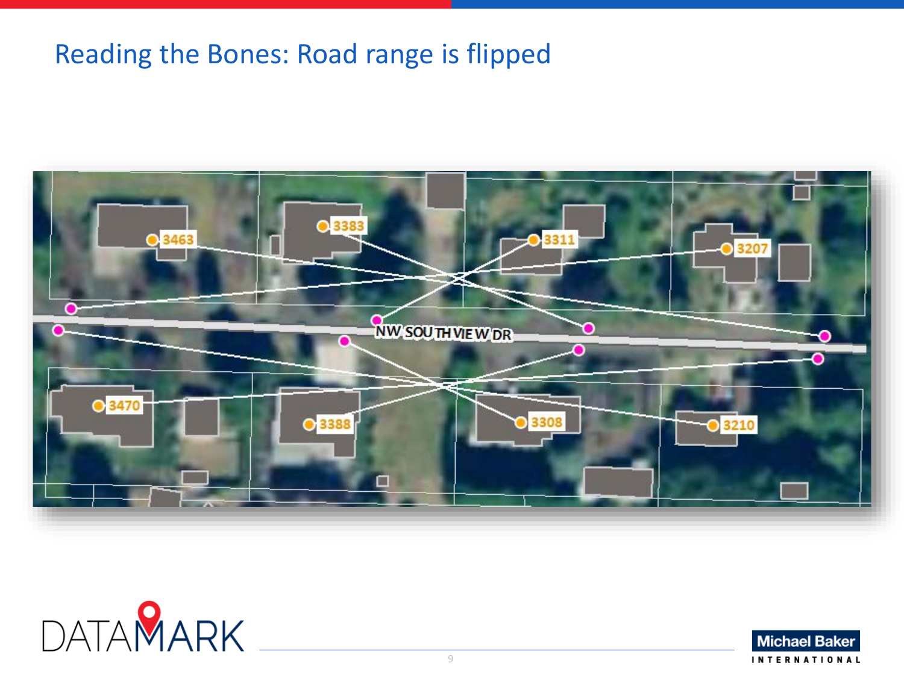# Reading the Bones: Road range is flipped

3463 3383 3311 3207

NW SOUTHVIEW DR

3470 3388 3308 3210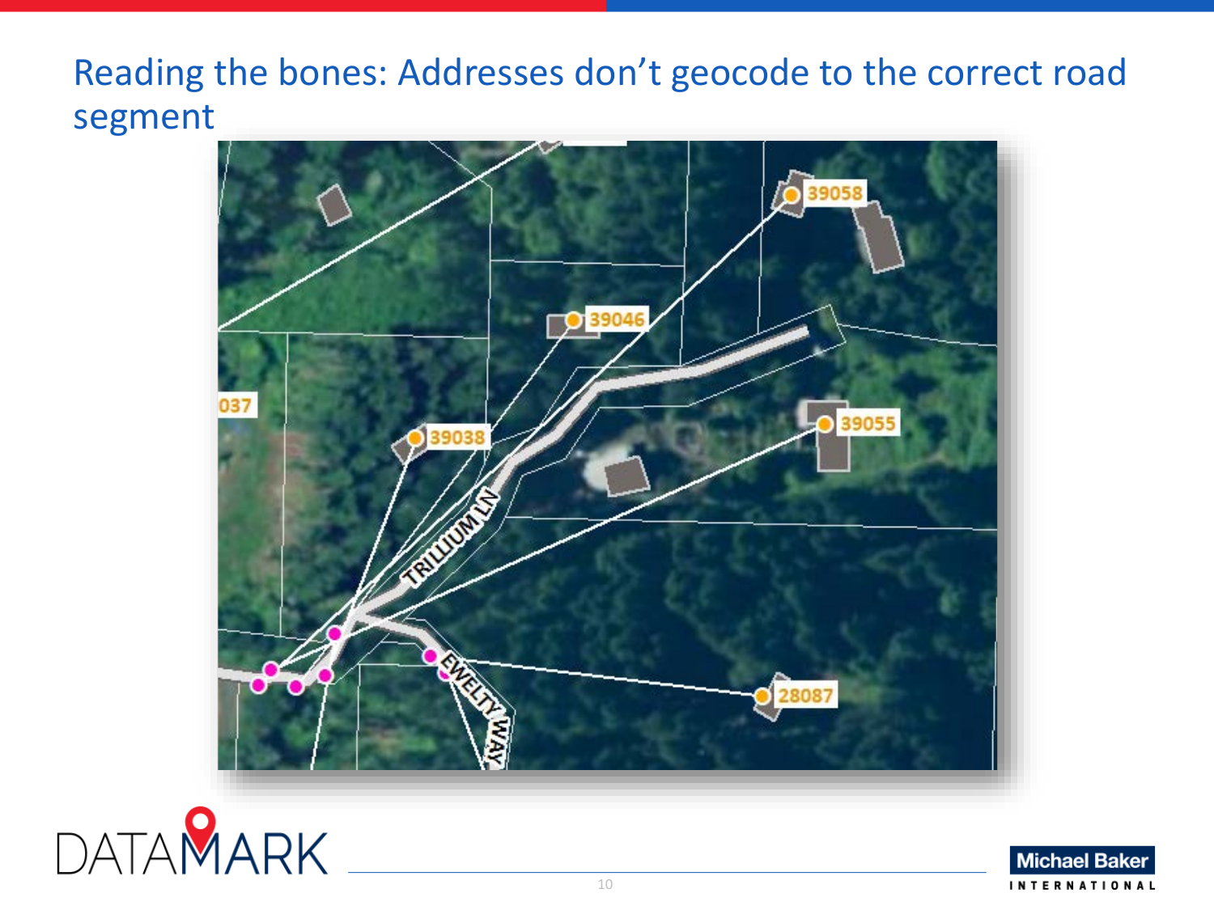# Reading the bones: Addresses don't geocode to the correct road segment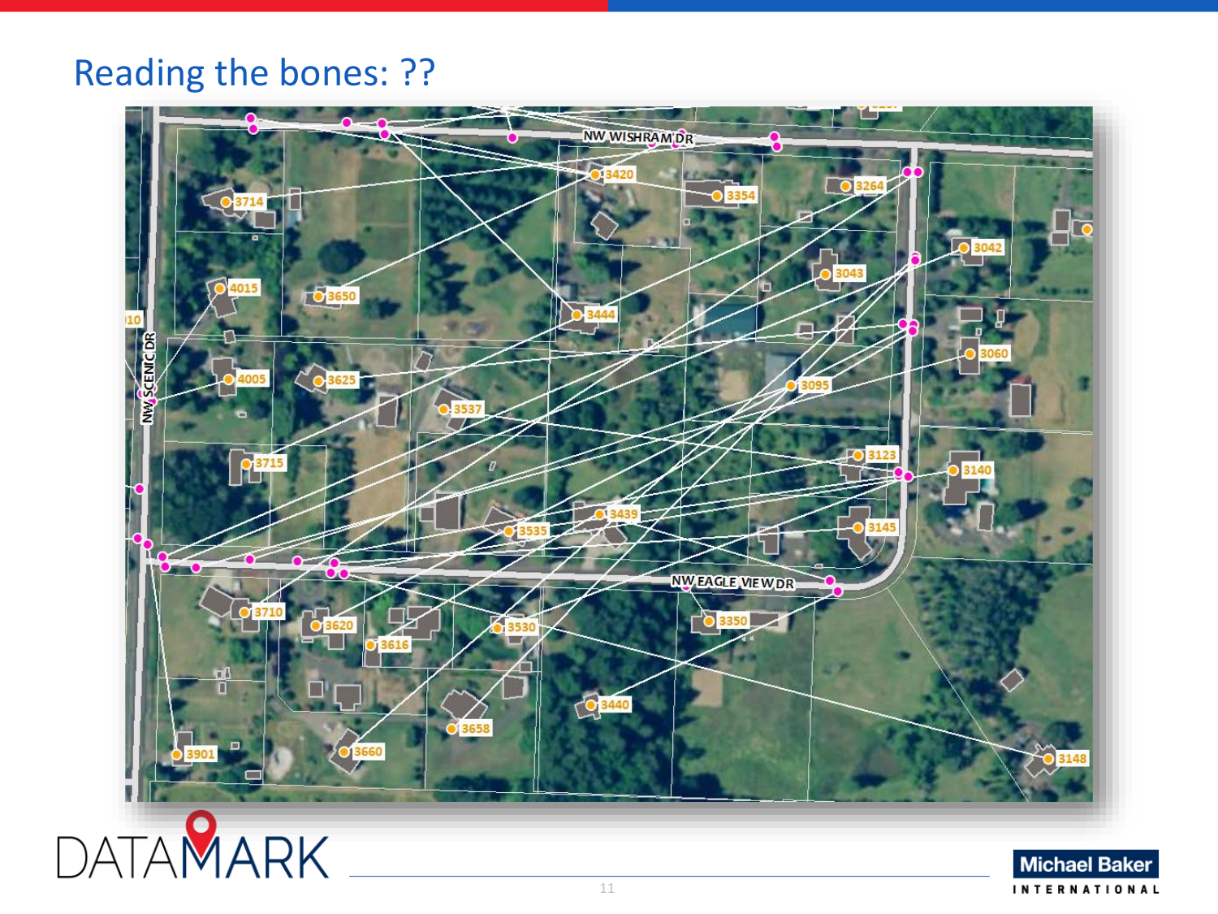# Reading the bones: ??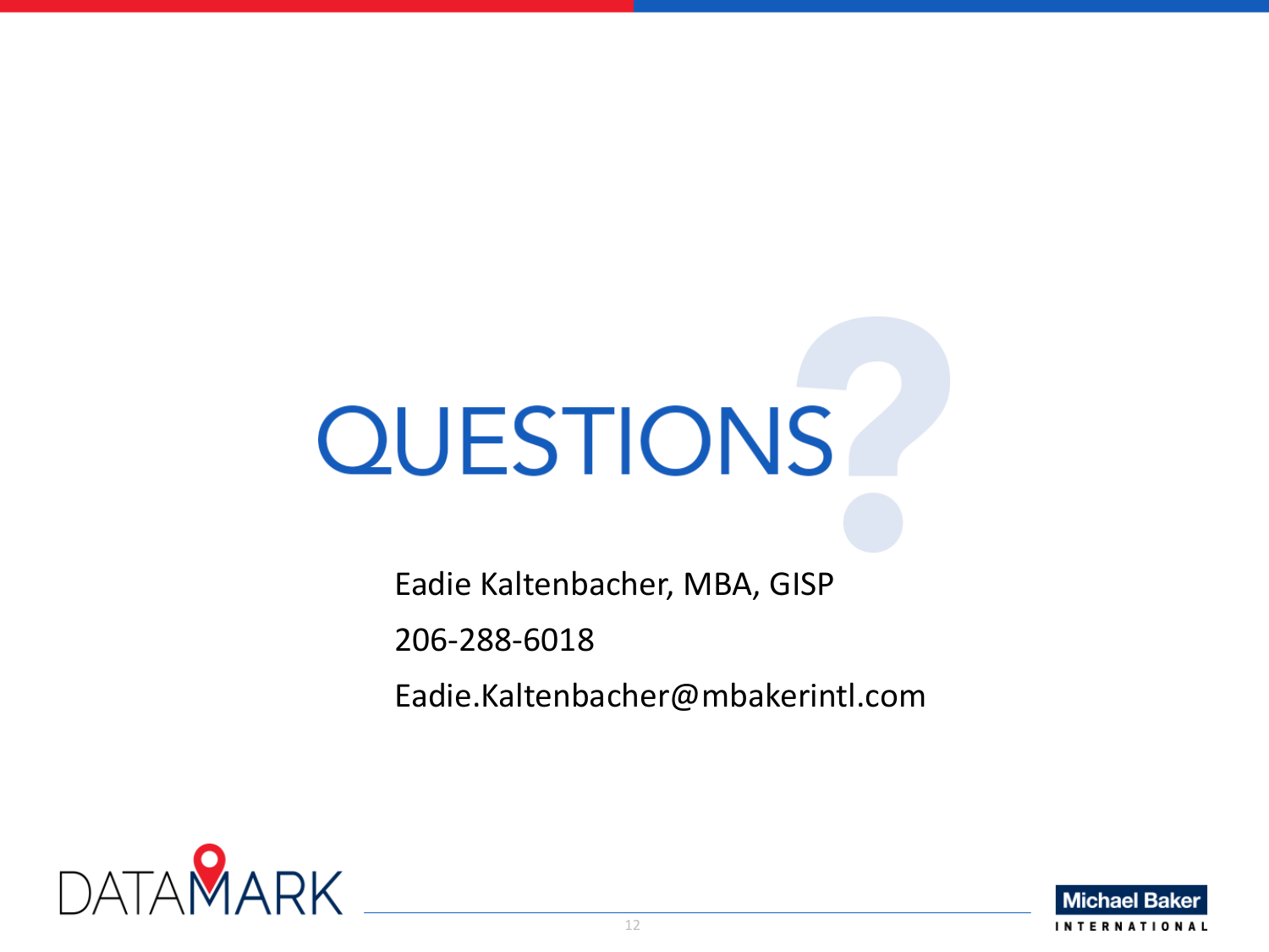# QUESTIONS

Eadie Kaltenbacher, MBA, GISP

206-288-6018

Eadie.Kaltenbacher@mbakerintl.com

DATAMARK

Michael Baker INTERNATIONAL